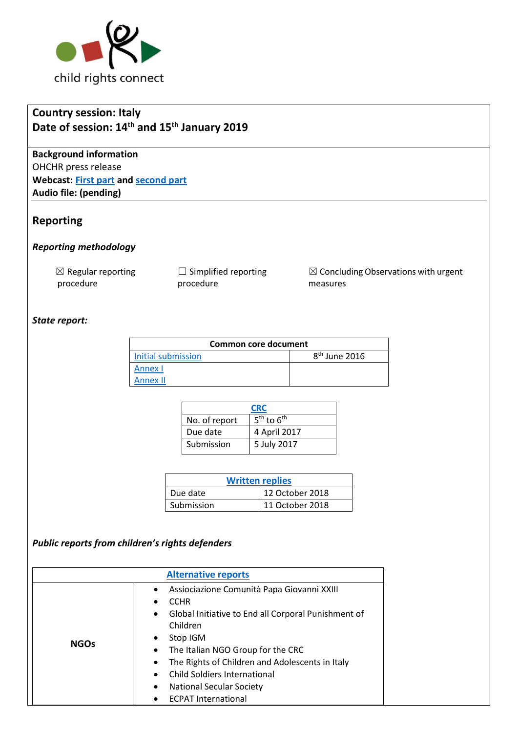child rights connect

**Country session: Italy**
**Date of session: 14th and 15th January 2019**

**Background information**
OHCHR press release
**Webcast: First part and second part**
**Audio file: (pending)**

## Reporting

### *Reporting methodology*

☒ Regular reporting procedure

☐ Simplified reporting procedure

☒ Concluding Observations with urgent measures

### *State report:*

| Common core document | |
|---|---|
| Initial submission | 8th June 2016 |
| Annex I<br>Annex II | |

| CRC | |
|---|---|
| No. of report | 5th to 6th |
| Due date | 4 April 2017 |
| Submission | 5 July 2017 |

| Written replies | |
|---|---|
| Due date | 12 October 2018 |
| Submission | 11 October 2018 |

### *Public reports from children's rights defenders*

| Alternative reports | |
|---|---|
| **NGOs** | • Assiociazione Comunità Papa Giovanni XXIII<br>• CCHR<br>• Global Initiative to End all Corporal Punishment of Children<br>• Stop IGM<br>• The Italian NGO Group for the CRC<br>• The Rights of Children and Adolescents in Italy<br>• Child Soldiers International<br>• National Secular Society<br>• ECPAT International |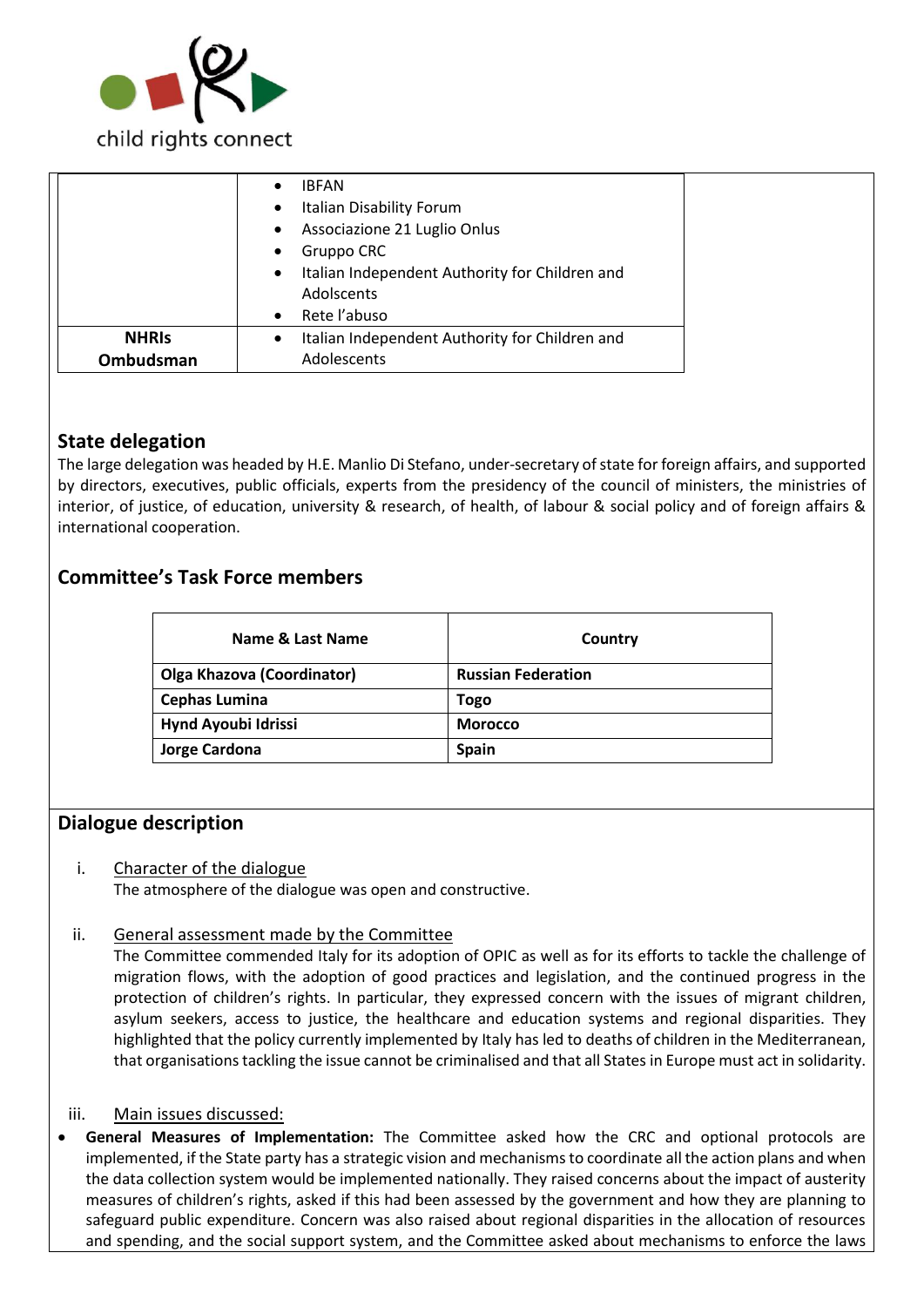|  |  |
|---|---|
|  | • IBFAN<br>• Italian Disability Forum<br>• Associazione 21 Luglio Onlus<br>• Gruppo CRC<br>• Italian Independent Authority for Children and Adolscents<br>• Rete l'abuso |
| **NHRIs Ombudsman** | • Italian Independent Authority for Children and Adolescents |

## State delegation

The large delegation was headed by H.E. Manlio Di Stefano, under-secretary of state for foreign affairs, and supported by directors, executives, public officials, experts from the presidency of the council of ministers, the ministries of interior, of justice, of education, university & research, of health, of labour & social policy and of foreign affairs & international cooperation.

## Committee's Task Force members

| Name & Last Name | Country |
|---|---|
| **Olga Khazova (Coordinator)** | **Russian Federation** |
| **Cephas Lumina** | **Togo** |
| **Hynd Ayoubi Idrissi** | **Morocco** |
| **Jorge Cardona** | **Spain** |

## Dialogue description

i. Character of the dialogue

The atmosphere of the dialogue was open and constructive.

ii. General assessment made by the Committee

The Committee commended Italy for its adoption of OPIC as well as for its efforts to tackle the challenge of migration flows, with the adoption of good practices and legislation, and the continued progress in the protection of children's rights. In particular, they expressed concern with the issues of migrant children, asylum seekers, access to justice, the healthcare and education systems and regional disparities. They highlighted that the policy currently implemented by Italy has led to deaths of children in the Mediterranean, that organisations tackling the issue cannot be criminalised and that all States in Europe must act in solidarity.

iii. Main issues discussed:

- **General Measures of Implementation:** The Committee asked how the CRC and optional protocols are implemented, if the State party has a strategic vision and mechanisms to coordinate all the action plans and when the data collection system would be implemented nationally. They raised concerns about the impact of austerity measures of children's rights, asked if this had been assessed by the government and how they are planning to safeguard public expenditure. Concern was also raised about regional disparities in the allocation of resources and spending, and the social support system, and the Committee asked about mechanisms to enforce the laws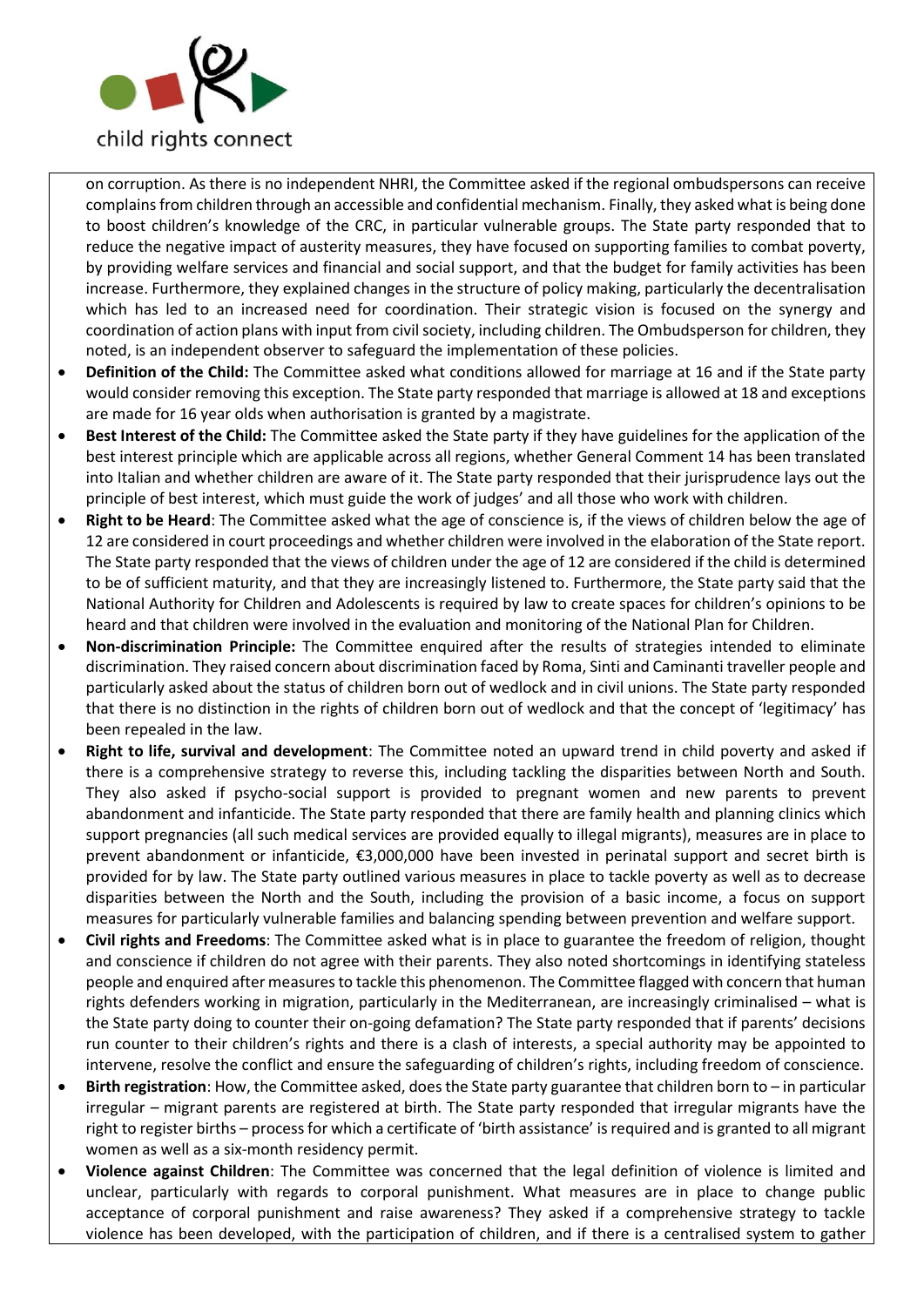on corruption. As there is no independent NHRI, the Committee asked if the regional ombudspersons can receive complains from children through an accessible and confidential mechanism. Finally, they asked what is being done to boost children's knowledge of the CRC, in particular vulnerable groups. The State party responded that to reduce the negative impact of austerity measures, they have focused on supporting families to combat poverty, by providing welfare services and financial and social support, and that the budget for family activities has been increase. Furthermore, they explained changes in the structure of policy making, particularly the decentralisation which has led to an increased need for coordination. Their strategic vision is focused on the synergy and coordination of action plans with input from civil society, including children. The Ombudsperson for children, they noted, is an independent observer to safeguard the implementation of these policies.

- **Definition of the Child:** The Committee asked what conditions allowed for marriage at 16 and if the State party would consider removing this exception. The State party responded that marriage is allowed at 18 and exceptions are made for 16 year olds when authorisation is granted by a magistrate.
- **Best Interest of the Child:** The Committee asked the State party if they have guidelines for the application of the best interest principle which are applicable across all regions, whether General Comment 14 has been translated into Italian and whether children are aware of it. The State party responded that their jurisprudence lays out the principle of best interest, which must guide the work of judges' and all those who work with children.
- **Right to be Heard**: The Committee asked what the age of conscience is, if the views of children below the age of 12 are considered in court proceedings and whether children were involved in the elaboration of the State report. The State party responded that the views of children under the age of 12 are considered if the child is determined to be of sufficient maturity, and that they are increasingly listened to. Furthermore, the State party said that the National Authority for Children and Adolescents is required by law to create spaces for children's opinions to be heard and that children were involved in the evaluation and monitoring of the National Plan for Children.
- **Non-discrimination Principle:** The Committee enquired after the results of strategies intended to eliminate discrimination. They raised concern about discrimination faced by Roma, Sinti and Caminanti traveller people and particularly asked about the status of children born out of wedlock and in civil unions. The State party responded that there is no distinction in the rights of children born out of wedlock and that the concept of 'legitimacy' has been repealed in the law.
- **Right to life, survival and development**: The Committee noted an upward trend in child poverty and asked if there is a comprehensive strategy to reverse this, including tackling the disparities between North and South. They also asked if psycho-social support is provided to pregnant women and new parents to prevent abandonment and infanticide. The State party responded that there are family health and planning clinics which support pregnancies (all such medical services are provided equally to illegal migrants), measures are in place to prevent abandonment or infanticide, €3,000,000 have been invested in perinatal support and secret birth is provided for by law. The State party outlined various measures in place to tackle poverty as well as to decrease disparities between the North and the South, including the provision of a basic income, a focus on support measures for particularly vulnerable families and balancing spending between prevention and welfare support.
- **Civil rights and Freedoms**: The Committee asked what is in place to guarantee the freedom of religion, thought and conscience if children do not agree with their parents. They also noted shortcomings in identifying stateless people and enquired after measures to tackle this phenomenon. The Committee flagged with concern that human rights defenders working in migration, particularly in the Mediterranean, are increasingly criminalised – what is the State party doing to counter their on-going defamation? The State party responded that if parents' decisions run counter to their children's rights and there is a clash of interests, a special authority may be appointed to intervene, resolve the conflict and ensure the safeguarding of children's rights, including freedom of conscience.
- **Birth registration**: How, the Committee asked, does the State party guarantee that children born to – in particular irregular – migrant parents are registered at birth. The State party responded that irregular migrants have the right to register births – process for which a certificate of 'birth assistance' is required and is granted to all migrant women as well as a six-month residency permit.
- **Violence against Children**: The Committee was concerned that the legal definition of violence is limited and unclear, particularly with regards to corporal punishment. What measures are in place to change public acceptance of corporal punishment and raise awareness? They asked if a comprehensive strategy to tackle violence has been developed, with the participation of children, and if there is a centralised system to gather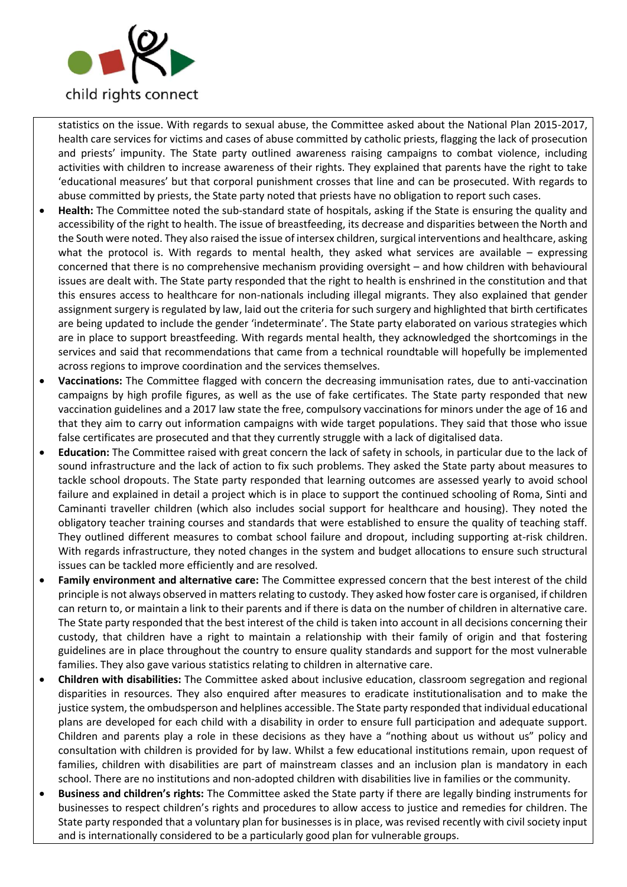statistics on the issue. With regards to sexual abuse, the Committee asked about the National Plan 2015-2017, health care services for victims and cases of abuse committed by catholic priests, flagging the lack of prosecution and priests' impunity. The State party outlined awareness raising campaigns to combat violence, including activities with children to increase awareness of their rights. They explained that parents have the right to take 'educational measures' but that corporal punishment crosses that line and can be prosecuted. With regards to abuse committed by priests, the State party noted that priests have no obligation to report such cases.

- **Health:** The Committee noted the sub-standard state of hospitals, asking if the State is ensuring the quality and accessibility of the right to health. The issue of breastfeeding, its decrease and disparities between the North and the South were noted. They also raised the issue of intersex children, surgical interventions and healthcare, asking what the protocol is. With regards to mental health, they asked what services are available – expressing concerned that there is no comprehensive mechanism providing oversight – and how children with behavioural issues are dealt with. The State party responded that the right to health is enshrined in the constitution and that this ensures access to healthcare for non-nationals including illegal migrants. They also explained that gender assignment surgery is regulated by law, laid out the criteria for such surgery and highlighted that birth certificates are being updated to include the gender 'indeterminate'. The State party elaborated on various strategies which are in place to support breastfeeding. With regards mental health, they acknowledged the shortcomings in the services and said that recommendations that came from a technical roundtable will hopefully be implemented across regions to improve coordination and the services themselves.
- **Vaccinations:** The Committee flagged with concern the decreasing immunisation rates, due to anti-vaccination campaigns by high profile figures, as well as the use of fake certificates. The State party responded that new vaccination guidelines and a 2017 law state the free, compulsory vaccinations for minors under the age of 16 and that they aim to carry out information campaigns with wide target populations. They said that those who issue false certificates are prosecuted and that they currently struggle with a lack of digitalised data.
- **Education:** The Committee raised with great concern the lack of safety in schools, in particular due to the lack of sound infrastructure and the lack of action to fix such problems. They asked the State party about measures to tackle school dropouts. The State party responded that learning outcomes are assessed yearly to avoid school failure and explained in detail a project which is in place to support the continued schooling of Roma, Sinti and Caminanti traveller children (which also includes social support for healthcare and housing). They noted the obligatory teacher training courses and standards that were established to ensure the quality of teaching staff. They outlined different measures to combat school failure and dropout, including supporting at-risk children. With regards infrastructure, they noted changes in the system and budget allocations to ensure such structural issues can be tackled more efficiently and are resolved.
- **Family environment and alternative care:** The Committee expressed concern that the best interest of the child principle is not always observed in matters relating to custody. They asked how foster care is organised, if children can return to, or maintain a link to their parents and if there is data on the number of children in alternative care. The State party responded that the best interest of the child is taken into account in all decisions concerning their custody, that children have a right to maintain a relationship with their family of origin and that fostering guidelines are in place throughout the country to ensure quality standards and support for the most vulnerable families. They also gave various statistics relating to children in alternative care.
- **Children with disabilities:** The Committee asked about inclusive education, classroom segregation and regional disparities in resources. They also enquired after measures to eradicate institutionalisation and to make the justice system, the ombudsperson and helplines accessible. The State party responded that individual educational plans are developed for each child with a disability in order to ensure full participation and adequate support. Children and parents play a role in these decisions as they have a "nothing about us without us" policy and consultation with children is provided for by law. Whilst a few educational institutions remain, upon request of families, children with disabilities are part of mainstream classes and an inclusion plan is mandatory in each school. There are no institutions and non-adopted children with disabilities live in families or the community.
- **Business and children's rights:** The Committee asked the State party if there are legally binding instruments for businesses to respect children's rights and procedures to allow access to justice and remedies for children. The State party responded that a voluntary plan for businesses is in place, was revised recently with civil society input and is internationally considered to be a particularly good plan for vulnerable groups.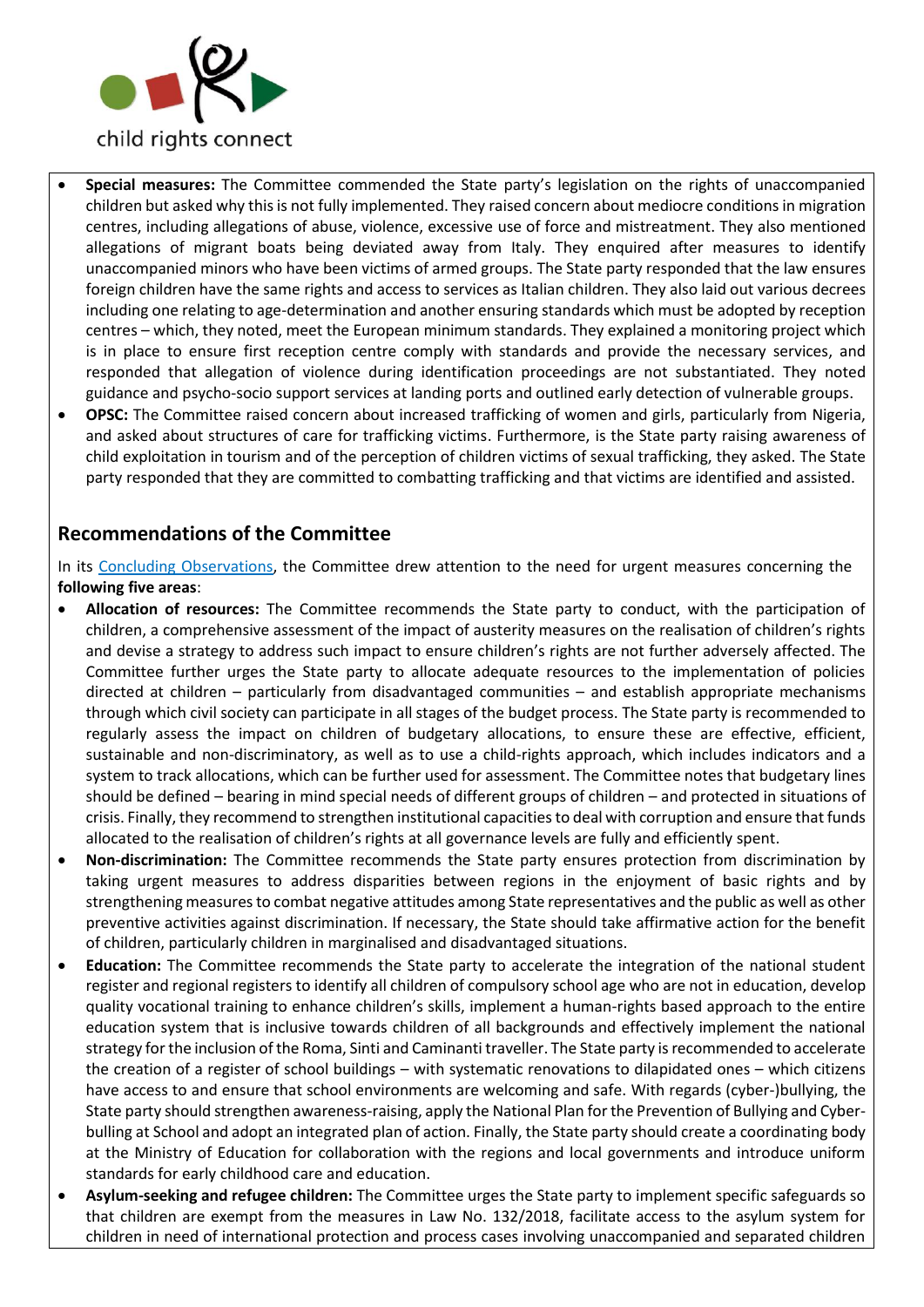- **Special measures:** The Committee commended the State party's legislation on the rights of unaccompanied children but asked why this is not fully implemented. They raised concern about mediocre conditions in migration centres, including allegations of abuse, violence, excessive use of force and mistreatment. They also mentioned allegations of migrant boats being deviated away from Italy. They enquired after measures to identify unaccompanied minors who have been victims of armed groups. The State party responded that the law ensures foreign children have the same rights and access to services as Italian children. They also laid out various decrees including one relating to age-determination and another ensuring standards which must be adopted by reception centres – which, they noted, meet the European minimum standards. They explained a monitoring project which is in place to ensure first reception centre comply with standards and provide the necessary services, and responded that allegation of violence during identification proceedings are not substantiated. They noted guidance and psycho-socio support services at landing ports and outlined early detection of vulnerable groups.
- **OPSC:** The Committee raised concern about increased trafficking of women and girls, particularly from Nigeria, and asked about structures of care for trafficking victims. Furthermore, is the State party raising awareness of child exploitation in tourism and of the perception of children victims of sexual trafficking, they asked. The State party responded that they are committed to combatting trafficking and that victims are identified and assisted.

## Recommendations of the Committee

In its Concluding Observations, the Committee drew attention to the need for urgent measures concerning the **following five areas**:

- **Allocation of resources:** The Committee recommends the State party to conduct, with the participation of children, a comprehensive assessment of the impact of austerity measures on the realisation of children's rights and devise a strategy to address such impact to ensure children's rights are not further adversely affected. The Committee further urges the State party to allocate adequate resources to the implementation of policies directed at children – particularly from disadvantaged communities – and establish appropriate mechanisms through which civil society can participate in all stages of the budget process. The State party is recommended to regularly assess the impact on children of budgetary allocations, to ensure these are effective, efficient, sustainable and non-discriminatory, as well as to use a child-rights approach, which includes indicators and a system to track allocations, which can be further used for assessment. The Committee notes that budgetary lines should be defined – bearing in mind special needs of different groups of children – and protected in situations of crisis. Finally, they recommend to strengthen institutional capacities to deal with corruption and ensure that funds allocated to the realisation of children's rights at all governance levels are fully and efficiently spent.
- **Non-discrimination:** The Committee recommends the State party ensures protection from discrimination by taking urgent measures to address disparities between regions in the enjoyment of basic rights and by strengthening measures to combat negative attitudes among State representatives and the public as well as other preventive activities against discrimination. If necessary, the State should take affirmative action for the benefit of children, particularly children in marginalised and disadvantaged situations.
- **Education:** The Committee recommends the State party to accelerate the integration of the national student register and regional registers to identify all children of compulsory school age who are not in education, develop quality vocational training to enhance children's skills, implement a human-rights based approach to the entire education system that is inclusive towards children of all backgrounds and effectively implement the national strategy for the inclusion of the Roma, Sinti and Caminanti traveller. The State party is recommended to accelerate the creation of a register of school buildings – with systematic renovations to dilapidated ones – which citizens have access to and ensure that school environments are welcoming and safe. With regards (cyber-)bullying, the State party should strengthen awareness-raising, apply the National Plan for the Prevention of Bullying and Cyber-bulling at School and adopt an integrated plan of action. Finally, the State party should create a coordinating body at the Ministry of Education for collaboration with the regions and local governments and introduce uniform standards for early childhood care and education.
- **Asylum-seeking and refugee children:** The Committee urges the State party to implement specific safeguards so that children are exempt from the measures in Law No. 132/2018, facilitate access to the asylum system for children in need of international protection and process cases involving unaccompanied and separated children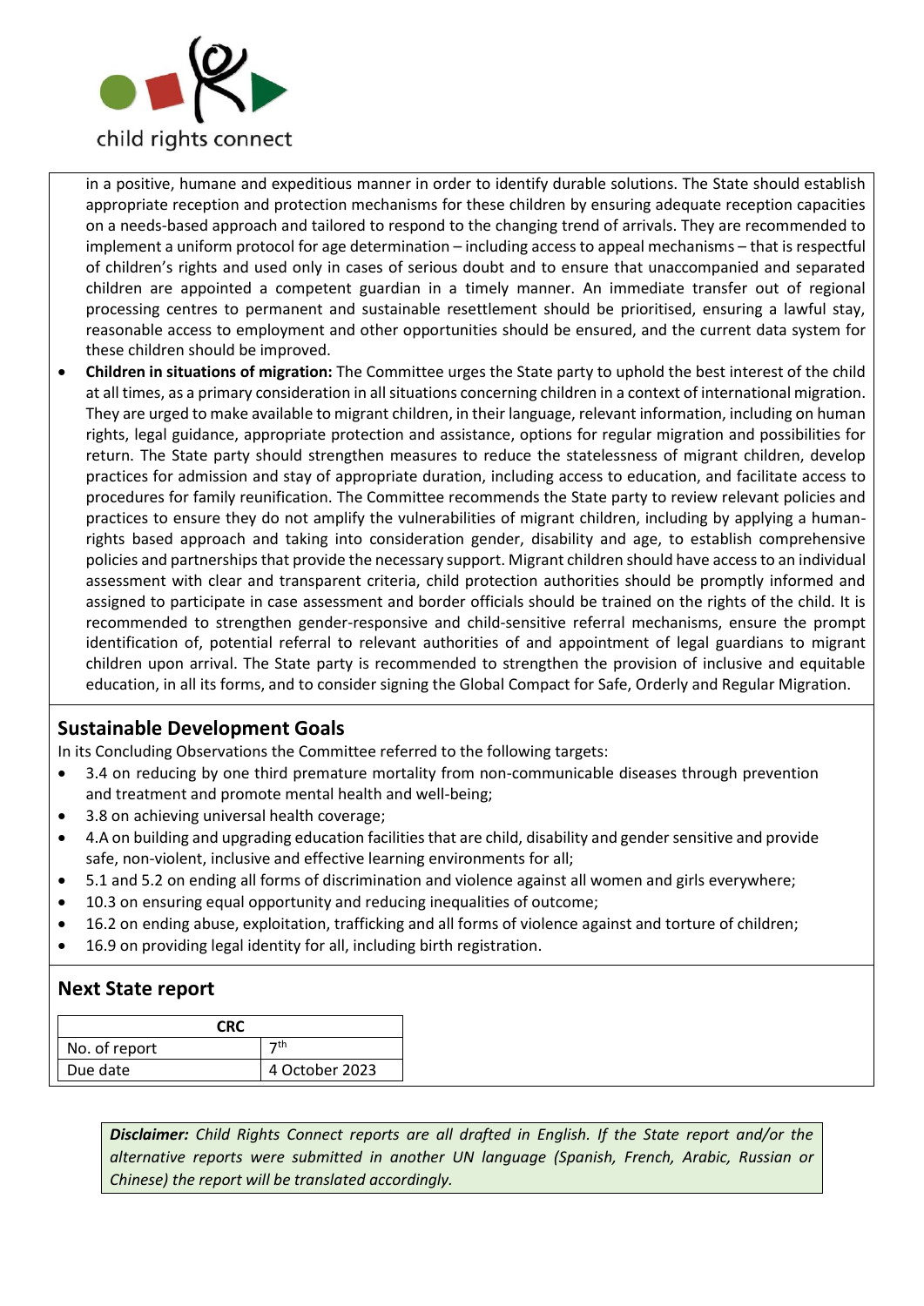in a positive, humane and expeditious manner in order to identify durable solutions. The State should establish appropriate reception and protection mechanisms for these children by ensuring adequate reception capacities on a needs-based approach and tailored to respond to the changing trend of arrivals. They are recommended to implement a uniform protocol for age determination – including access to appeal mechanisms – that is respectful of children's rights and used only in cases of serious doubt and to ensure that unaccompanied and separated children are appointed a competent guardian in a timely manner. An immediate transfer out of regional processing centres to permanent and sustainable resettlement should be prioritised, ensuring a lawful stay, reasonable access to employment and other opportunities should be ensured, and the current data system for these children should be improved.

- **Children in situations of migration:** The Committee urges the State party to uphold the best interest of the child at all times, as a primary consideration in all situations concerning children in a context of international migration. They are urged to make available to migrant children, in their language, relevant information, including on human rights, legal guidance, appropriate protection and assistance, options for regular migration and possibilities for return. The State party should strengthen measures to reduce the statelessness of migrant children, develop practices for admission and stay of appropriate duration, including access to education, and facilitate access to procedures for family reunification. The Committee recommends the State party to review relevant policies and practices to ensure they do not amplify the vulnerabilities of migrant children, including by applying a human-rights based approach and taking into consideration gender, disability and age, to establish comprehensive policies and partnerships that provide the necessary support. Migrant children should have access to an individual assessment with clear and transparent criteria, child protection authorities should be promptly informed and assigned to participate in case assessment and border officials should be trained on the rights of the child. It is recommended to strengthen gender-responsive and child-sensitive referral mechanisms, ensure the prompt identification of, potential referral to relevant authorities of and appointment of legal guardians to migrant children upon arrival. The State party is recommended to strengthen the provision of inclusive and equitable education, in all its forms, and to consider signing the Global Compact for Safe, Orderly and Regular Migration.

## Sustainable Development Goals

In its Concluding Observations the Committee referred to the following targets:

- 3.4 on reducing by one third premature mortality from non-communicable diseases through prevention and treatment and promote mental health and well-being;
- 3.8 on achieving universal health coverage;
- 4.A on building and upgrading education facilities that are child, disability and gender sensitive and provide safe, non-violent, inclusive and effective learning environments for all;
- 5.1 and 5.2 on ending all forms of discrimination and violence against all women and girls everywhere;
- 10.3 on ensuring equal opportunity and reducing inequalities of outcome;
- 16.2 on ending abuse, exploitation, trafficking and all forms of violence against and torture of children;
- 16.9 on providing legal identity for all, including birth registration.

## Next State report

| CRC | |
|---|---|
| No. of report | 7th |
| Due date | 4 October 2023 |

***Disclaimer:*** *Child Rights Connect reports are all drafted in English. If the State report and/or the alternative reports were submitted in another UN language (Spanish, French, Arabic, Russian or Chinese) the report will be translated accordingly.*